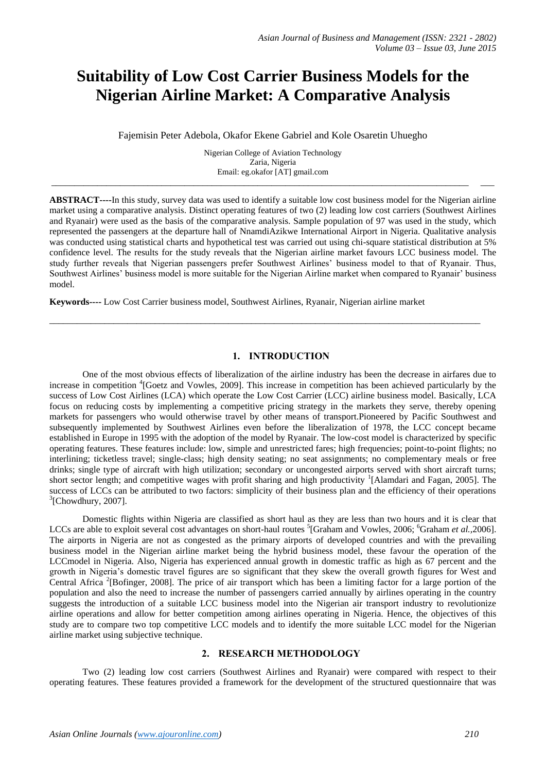# Suitability of Low Cost Carrier Business Models for the Nigerian Airline Market: A Comparative Analysis

Fajemisin Peter Adebola, Okafor Ekene Gabriel and Kole Osaretin Uhuegho

Nigerian College of Aviation Technology
Zaria, Nigeria
Email: eg.okafor [AT] gmail.com

**ABSTRACT----**In this study, survey data was used to identify a suitable low cost business model for the Nigerian airline market using a comparative analysis. Distinct operating features of two (2) leading low cost carriers (Southwest Airlines and Ryanair) were used as the basis of the comparative analysis. Sample population of 97 was used in the study, which represented the passengers at the departure hall of NnamdiAzikwe International Airport in Nigeria. Qualitative analysis was conducted using statistical charts and hypothetical test was carried out using chi-square statistical distribution at 5% confidence level. The results for the study reveals that the Nigerian airline market favours LCC business model. The study further reveals that Nigerian passengers prefer Southwest Airlines' business model to that of Ryanair. Thus, Southwest Airlines' business model is more suitable for the Nigerian Airline market when compared to Ryanair' business model.

**Keywords----** Low Cost Carrier business model, Southwest Airlines, Ryanair, Nigerian airline market

## 1. INTRODUCTION

One of the most obvious effects of liberalization of the airline industry has been the decrease in airfares due to increase in competition [4][Goetz and Vowles, 2009]. This increase in competition has been achieved particularly by the success of Low Cost Airlines (LCA) which operate the Low Cost Carrier (LCC) airline business model. Basically, LCA focus on reducing costs by implementing a competitive pricing strategy in the markets they serve, thereby opening markets for passengers who would otherwise travel by other means of transport.Pioneered by Pacific Southwest and subsequently implemented by Southwest Airlines even before the liberalization of 1978, the LCC concept became established in Europe in 1995 with the adoption of the model by Ryanair. The low-cost model is characterized by specific operating features. These features include: low, simple and unrestricted fares; high frequencies; point-to-point flights; no interlining; ticketless travel; single-class; high density seating; no seat assignments; no complementary meals or free drinks; single type of aircraft with high utilization; secondary or uncongested airports served with short aircraft turns; short sector length; and competitive wages with profit sharing and high productivity [1][Alamdari and Fagan, 2005]. The success of LCCs can be attributed to two factors: simplicity of their business plan and the efficiency of their operations [3][Chowdhury, 2007].

Domestic flights within Nigeria are classified as short haul as they are less than two hours and it is clear that LCCs are able to exploit several cost advantages on short-haul routes [5][Graham and Vowles, 2006; [6]Graham *et al.*,2006]. The airports in Nigeria are not as congested as the primary airports of developed countries and with the prevailing business model in the Nigerian airline market being the hybrid business model, these favour the operation of the LCCmodel in Nigeria. Also, Nigeria has experienced annual growth in domestic traffic as high as 67 percent and the growth in Nigeria's domestic travel figures are so significant that they skew the overall growth figures for West and Central Africa [2][Bofinger, 2008]. The price of air transport which has been a limiting factor for a large portion of the population and also the need to increase the number of passengers carried annually by airlines operating in the country suggests the introduction of a suitable LCC business model into the Nigerian air transport industry to revolutionize airline operations and allow for better competition among airlines operating in Nigeria. Hence, the objectives of this study are to compare two top competitive LCC models and to identify the more suitable LCC model for the Nigerian airline market using subjective technique.

## 2. RESEARCH METHODOLOGY

Two (2) leading low cost carriers (Southwest Airlines and Ryanair) were compared with respect to their operating features. These features provided a framework for the development of the structured questionnaire that was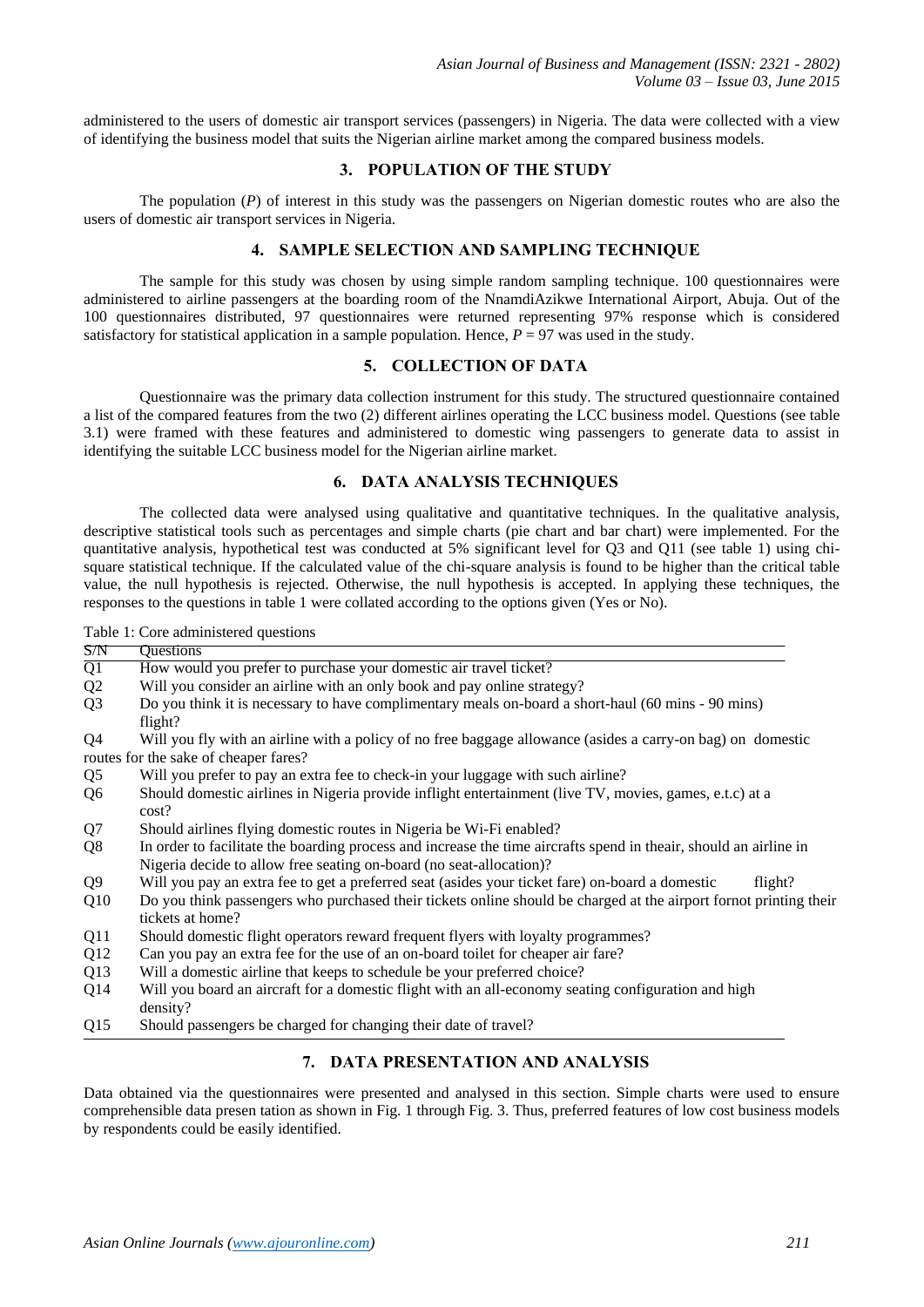administered to the users of domestic air transport services (passengers) in Nigeria. The data were collected with a view of identifying the business model that suits the Nigerian airline market among the compared business models.

## 3. POPULATION OF THE STUDY

The population ($P$) of interest in this study was the passengers on Nigerian domestic routes who are also the users of domestic air transport services in Nigeria.

## 4. SAMPLE SELECTION AND SAMPLING TECHNIQUE

The sample for this study was chosen by using simple random sampling technique. 100 questionnaires were administered to airline passengers at the boarding room of the NnamdiAzikwe International Airport, Abuja. Out of the 100 questionnaires distributed, 97 questionnaires were returned representing 97% response which is considered satisfactory for statistical application in a sample population. Hence, $P = 97$ was used in the study.

## 5. COLLECTION OF DATA

Questionnaire was the primary data collection instrument for this study. The structured questionnaire contained a list of the compared features from the two (2) different airlines operating the LCC business model. Questions (see table 3.1) were framed with these features and administered to domestic wing passengers to generate data to assist in identifying the suitable LCC business model for the Nigerian airline market.

## 6. DATA ANALYSIS TECHNIQUES

The collected data were analysed using qualitative and quantitative techniques. In the qualitative analysis, descriptive statistical tools such as percentages and simple charts (pie chart and bar chart) were implemented. For the quantitative analysis, hypothetical test was conducted at 5% significant level for Q3 and Q11 (see table 1) using chi-square statistical technique. If the calculated value of the chi-square analysis is found to be higher than the critical table value, the null hypothesis is rejected. Otherwise, the null hypothesis is accepted. In applying these techniques, the responses to the questions in table 1 were collated according to the options given (Yes or No).

Table 1: Core administered questions

| S/N | Questions |
|---|---|
| Q1 | How would you prefer to purchase your domestic air travel ticket? |
| Q2 | Will you consider an airline with an only book and pay online strategy? |
| Q3 | Do you think it is necessary to have complimentary meals on-board a short-haul (60 mins - 90 mins) flight? |
| Q4 | Will you fly with an airline with a policy of no free baggage allowance (asides a carry-on bag) on domestic routes for the sake of cheaper fares? |
| Q5 | Will you prefer to pay an extra fee to check-in your luggage with such airline? |
| Q6 | Should domestic airlines in Nigeria provide inflight entertainment (live TV, movies, games, e.t.c) at a cost? |
| Q7 | Should airlines flying domestic routes in Nigeria be Wi-Fi enabled? |
| Q8 | In order to facilitate the boarding process and increase the time aircrafts spend in theair, should an airline in Nigeria decide to allow free seating on-board (no seat-allocation)? |
| Q9 | Will you pay an extra fee to get a preferred seat (asides your ticket fare) on-board a domestic flight? |
| Q10 | Do you think passengers who purchased their tickets online should be charged at the airport fornot printing their tickets at home? |
| Q11 | Should domestic flight operators reward frequent flyers with loyalty programmes? |
| Q12 | Can you pay an extra fee for the use of an on-board toilet for cheaper air fare? |
| Q13 | Will a domestic airline that keeps to schedule be your preferred choice? |
| Q14 | Will you board an aircraft for a domestic flight with an all-economy seating configuration and high density? |
| Q15 | Should passengers be charged for changing their date of travel? |

## 7. DATA PRESENTATION AND ANALYSIS

Data obtained via the questionnaires were presented and analysed in this section. Simple charts were used to ensure comprehensible data presen tation as shown in Fig. 1 through Fig. 3. Thus, preferred features of low cost business models by respondents could be easily identified.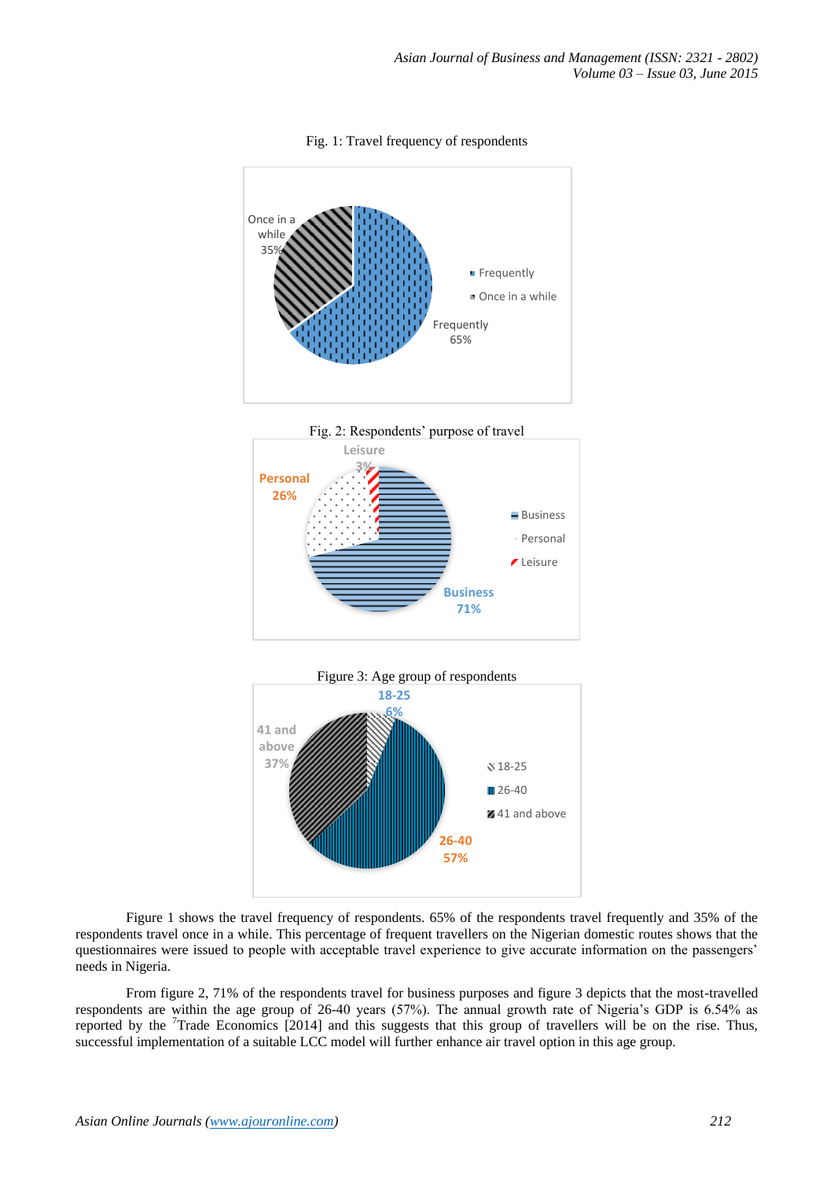Fig. 1: Travel frequency of respondents

Fig. 2: Respondents' purpose of travel

Figure 3: Age group of respondents

Figure 1 shows the travel frequency of respondents. 65% of the respondents travel frequently and 35% of the respondents travel once in a while. This percentage of frequent travellers on the Nigerian domestic routes shows that the questionnaires were issued to people with acceptable travel experience to give accurate information on the passengers' needs in Nigeria.

From figure 2, 71% of the respondents travel for business purposes and figure 3 depicts that the most-travelled respondents are within the age group of 26-40 years (57%). The annual growth rate of Nigeria's GDP is 6.54% as reported by the [7]Trade Economics [2014] and this suggests that this group of travellers will be on the rise. Thus, successful implementation of a suitable LCC model will further enhance air travel option in this age group.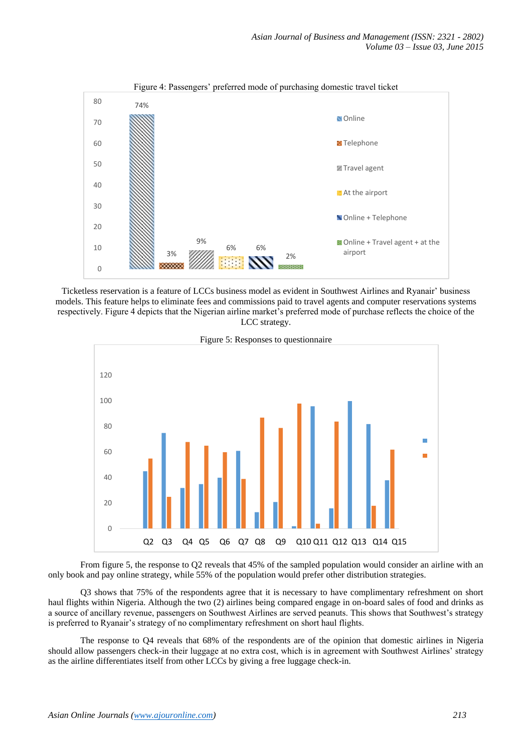Figure 4: Passengers' preferred mode of purchasing domestic travel ticket

Ticketless reservation is a feature of LCCs business model as evident in Southwest Airlines and Ryanair' business models. This feature helps to eliminate fees and commissions paid to travel agents and computer reservations systems respectively. Figure 4 depicts that the Nigerian airline market's preferred mode of purchase reflects the choice of the LCC strategy.

Figure 5: Responses to questionnaire

From figure 5, the response to Q2 reveals that 45% of the sampled population would consider an airline with an only book and pay online strategy, while 55% of the population would prefer other distribution strategies.

Q3 shows that 75% of the respondents agree that it is necessary to have complimentary refreshment on short haul flights within Nigeria. Although the two (2) airlines being compared engage in on-board sales of food and drinks as a source of ancillary revenue, passengers on Southwest Airlines are served peanuts. This shows that Southwest's strategy is preferred to Ryanair's strategy of no complimentary refreshment on short haul flights.

The response to Q4 reveals that 68% of the respondents are of the opinion that domestic airlines in Nigeria should allow passengers check-in their luggage at no extra cost, which is in agreement with Southwest Airlines' strategy as the airline differentiates itself from other LCCs by giving a free luggage check-in.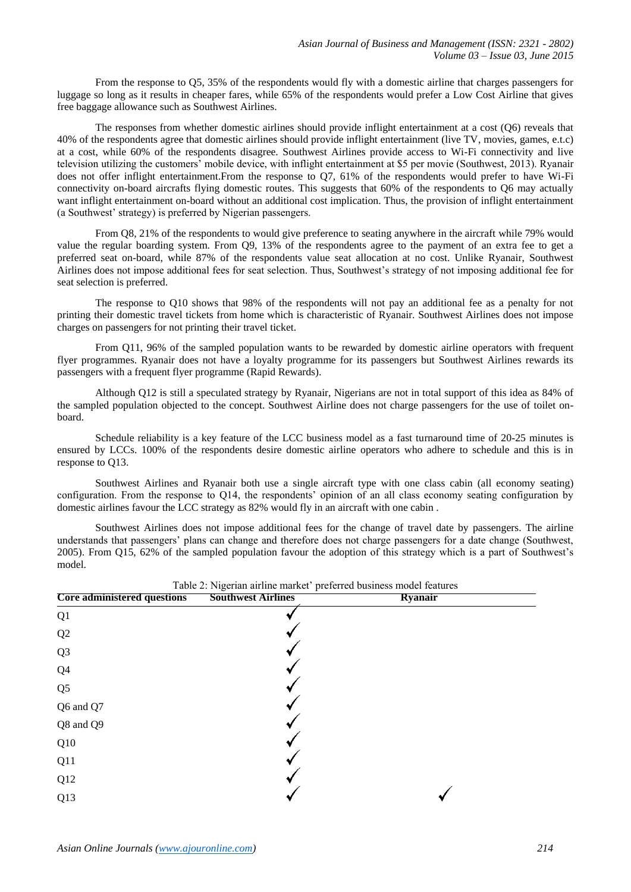From the response to Q5, 35% of the respondents would fly with a domestic airline that charges passengers for luggage so long as it results in cheaper fares, while 65% of the respondents would prefer a Low Cost Airline that gives free baggage allowance such as Southwest Airlines.

The responses from whether domestic airlines should provide inflight entertainment at a cost (Q6) reveals that 40% of the respondents agree that domestic airlines should provide inflight entertainment (live TV, movies, games, e.t.c) at a cost, while 60% of the respondents disagree. Southwest Airlines provide access to Wi-Fi connectivity and live television utilizing the customers' mobile device, with inflight entertainment at $5 per movie (Southwest, 2013). Ryanair does not offer inflight entertainment.From the response to Q7, 61% of the respondents would prefer to have Wi-Fi connectivity on-board aircrafts flying domestic routes. This suggests that 60% of the respondents to Q6 may actually want inflight entertainment on-board without an additional cost implication. Thus, the provision of inflight entertainment (a Southwest' strategy) is preferred by Nigerian passengers.

From Q8, 21% of the respondents to would give preference to seating anywhere in the aircraft while 79% would value the regular boarding system. From Q9, 13% of the respondents agree to the payment of an extra fee to get a preferred seat on-board, while 87% of the respondents value seat allocation at no cost. Unlike Ryanair, Southwest Airlines does not impose additional fees for seat selection. Thus, Southwest's strategy of not imposing additional fee for seat selection is preferred.

The response to Q10 shows that 98% of the respondents will not pay an additional fee as a penalty for not printing their domestic travel tickets from home which is characteristic of Ryanair. Southwest Airlines does not impose charges on passengers for not printing their travel ticket.

From Q11, 96% of the sampled population wants to be rewarded by domestic airline operators with frequent flyer programmes. Ryanair does not have a loyalty programme for its passengers but Southwest Airlines rewards its passengers with a frequent flyer programme (Rapid Rewards).

Although Q12 is still a speculated strategy by Ryanair, Nigerians are not in total support of this idea as 84% of the sampled population objected to the concept. Southwest Airline does not charge passengers for the use of toilet on-board.

Schedule reliability is a key feature of the LCC business model as a fast turnaround time of 20-25 minutes is ensured by LCCs. 100% of the respondents desire domestic airline operators who adhere to schedule and this is in response to Q13.

Southwest Airlines and Ryanair both use a single aircraft type with one class cabin (all economy seating) configuration. From the response to Q14, the respondents' opinion of an all class economy seating configuration by domestic airlines favour the LCC strategy as 82% would fly in an aircraft with one cabin .

Southwest Airlines does not impose additional fees for the change of travel date by passengers. The airline understands that passengers' plans can change and therefore does not charge passengers for a date change (Southwest, 2005). From Q15, 62% of the sampled population favour the adoption of this strategy which is a part of Southwest's model.

Table 2: Nigerian airline market' preferred business model features

| Core administered questions | Southwest Airlines | Ryanair |
|---|---|---|
| Q1 | ✓ | |
| Q2 | ✓ | |
| Q3 | ✓ | |
| Q4 | ✓ | |
| Q5 | ✓ | |
| Q6 and Q7 | ✓ | |
| Q8 and Q9 | ✓ | |
| Q10 | ✓ | |
| Q11 | ✓ | |
| Q12 | ✓ | |
| Q13 | ✓ | ✓ |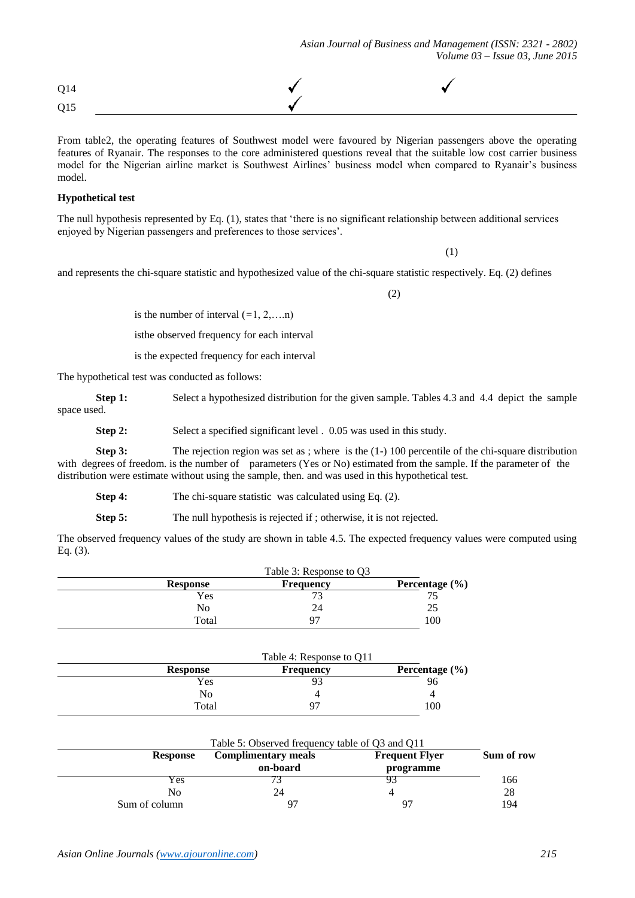| | | |
|---|---|---|
| Q14 | ✓ | ✓ |
| Q15 | ✓ | |

From table2, the operating features of Southwest model were favoured by Nigerian passengers above the operating features of Ryanair. The responses to the core administered questions reveal that the suitable low cost carrier business model for the Nigerian airline market is Southwest Airlines' business model when compared to Ryanair's business model.

**Hypothetical test**

The null hypothesis represented by Eq. (1), states that 'there is no significant relationship between additional services enjoyed by Nigerian passengers and preferences to those services'.

(1)

and represents the chi-square statistic and hypothesized value of the chi-square statistic respectively. Eq. (2) defines

(2)

is the number of interval (=1, 2,….n)

isthe observed frequency for each interval

is the expected frequency for each interval

The hypothetical test was conducted as follows:

**Step 1:** Select a hypothesized distribution for the given sample. Tables 4.3 and 4.4 depict the sample space used.

**Step 2:** Select a specified significant level . 0.05 was used in this study.

**Step 3:** The rejection region was set as ; where is the (1-) 100 percentile of the chi-square distribution with degrees of freedom. is the number of parameters (Yes or No) estimated from the sample. If the parameter of the distribution were estimate without using the sample, then. and was used in this hypothetical test.

**Step 4:** The chi-square statistic was calculated using Eq. (2).

**Step 5:** The null hypothesis is rejected if ; otherwise, it is not rejected.

The observed frequency values of the study are shown in table 4.5. The expected frequency values were computed using Eq. (3).

Table 3: Response to Q3

| Response | Frequency | Percentage (%) |
|---|---|---|
| Yes | 73 | 75 |
| No | 24 | 25 |
| Total | 97 | 100 |

Table 4: Response to Q11

| Response | Frequency | Percentage (%) |
|---|---|---|
| Yes | 93 | 96 |
| No | 4 | 4 |
| Total | 97 | 100 |

Table 5: Observed frequency table of Q3 and Q11

| Response | Complimentary meals on-board | Frequent Flyer programme | Sum of row |
|---|---|---|---|
| Yes | 73 | 93 | 166 |
| No | 24 | 4 | 28 |
| Sum of column | 97 | 97 | 194 |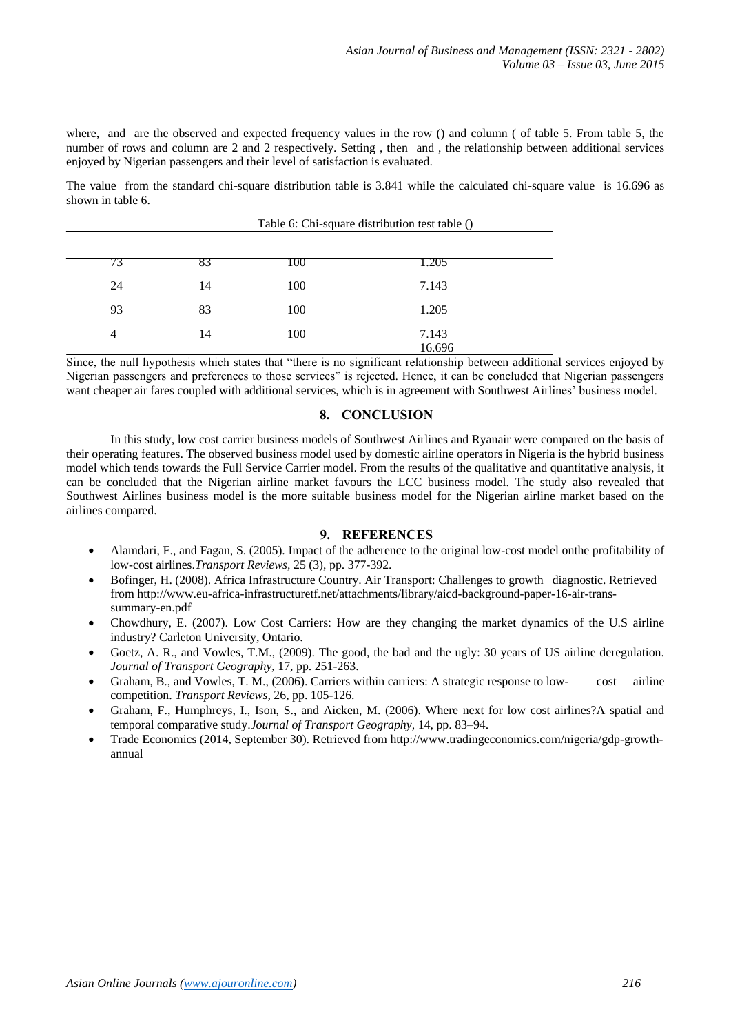where, and are the observed and expected frequency values in the row () and column ( of table 5. From table 5, the number of rows and column are 2 and 2 respectively. Setting , then and , the relationship between additional services enjoyed by Nigerian passengers and their level of satisfaction is evaluated.

The value from the standard chi-square distribution table is 3.841 while the calculated chi-square value is 16.696 as shown in table 6.

Table 6: Chi-square distribution test table ()

| | | | |
|---|---|---|---|
| 73 | 83 | 100 | 1.205 |
| 24 | 14 | 100 | 7.143 |
| 93 | 83 | 100 | 1.205 |
| 4 | 14 | 100 | 7.143 |
| | | | 16.696 |

Since, the null hypothesis which states that "there is no significant relationship between additional services enjoyed by Nigerian passengers and preferences to those services" is rejected. Hence, it can be concluded that Nigerian passengers want cheaper air fares coupled with additional services, which is in agreement with Southwest Airlines' business model.

## 8. CONCLUSION

In this study, low cost carrier business models of Southwest Airlines and Ryanair were compared on the basis of their operating features. The observed business model used by domestic airline operators in Nigeria is the hybrid business model which tends towards the Full Service Carrier model. From the results of the qualitative and quantitative analysis, it can be concluded that the Nigerian airline market favours the LCC business model. The study also revealed that Southwest Airlines business model is the more suitable business model for the Nigerian airline market based on the airlines compared.

## 9. REFERENCES

- Alamdari, F., and Fagan, S. (2005). Impact of the adherence to the original low-cost model onthe profitability of low-cost airlines.*Transport Reviews*, 25 (3), pp. 377-392.
- Bofinger, H. (2008). Africa Infrastructure Country. Air Transport: Challenges to growth diagnostic. Retrieved from http://www.eu-africa-infrastructuretf.net/attachments/library/aicd-background-paper-16-air-trans-summary-en.pdf
- Chowdhury, E. (2007). Low Cost Carriers: How are they changing the market dynamics of the U.S airline industry? Carleton University, Ontario.
- Goetz, A. R., and Vowles, T.M., (2009). The good, the bad and the ugly: 30 years of US airline deregulation. *Journal of Transport Geography*, 17, pp. 251-263.
- Graham, B., and Vowles, T. M., (2006). Carriers within carriers: A strategic response to low- cost airline competition. *Transport Reviews*, 26, pp. 105-126.
- Graham, F., Humphreys, I., Ison, S., and Aicken, M. (2006). Where next for low cost airlines?A spatial and temporal comparative study.*Journal of Transport Geography*, 14, pp. 83–94.
- Trade Economics (2014, September 30). Retrieved from http://www.tradingeconomics.com/nigeria/gdp-growth-annual